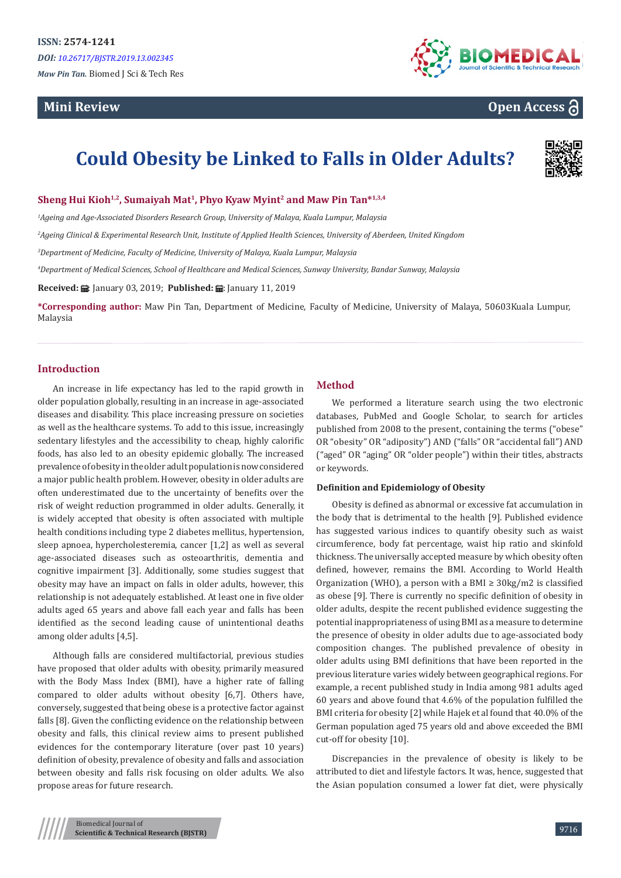ISSN: 2574-1241

*DOI: 10.26717/BJSTR.2019.13.002345*

*Maw Pin Tan.* Biomed J Sci & Tech Res

**Mini Review** **Open Access**

# Could Obesity be Linked to Falls in Older Adults?

**Sheng Hui Kioh[1,2], Sumaiyah Mat[1], Phyo Kyaw Myint[2] and Maw Pin Tan*[1,3,4]**

*[1]Ageing and Age-Associated Disorders Research Group, University of Malaya, Kuala Lumpur, Malaysia*

*[2]Ageing Clinical & Experimental Research Unit, Institute of Applied Health Sciences, University of Aberdeen, United Kingdom*

*[3]Department of Medicine, Faculty of Medicine, University of Malaya, Kuala Lumpur, Malaysia*

*[4]Department of Medical Sciences, School of Healthcare and Medical Sciences, Sunway University, Bandar Sunway, Malaysia*

**Received:** January 03, 2019; **Published:** January 11, 2019

**\*Corresponding author:** Maw Pin Tan, Department of Medicine, Faculty of Medicine, University of Malaya, 50603Kuala Lumpur, Malaysia

## Introduction

An increase in life expectancy has led to the rapid growth in older population globally, resulting in an increase in age-associated diseases and disability. This place increasing pressure on societies as well as the healthcare systems. To add to this issue, increasingly sedentary lifestyles and the accessibility to cheap, highly calorific foods, has also led to an obesity epidemic globally. The increased prevalence of obesity in the older adult population is now considered a major public health problem. However, obesity in older adults are often underestimated due to the uncertainty of benefits over the risk of weight reduction programmed in older adults. Generally, it is widely accepted that obesity is often associated with multiple health conditions including type 2 diabetes mellitus, hypertension, sleep apnoea, hypercholesteremia, cancer [1,2] as well as several age-associated diseases such as osteoarthritis, dementia and cognitive impairment [3]. Additionally, some studies suggest that obesity may have an impact on falls in older adults, however, this relationship is not adequately established. At least one in five older adults aged 65 years and above fall each year and falls has been identified as the second leading cause of unintentional deaths among older adults [4,5].

Although falls are considered multifactorial, previous studies have proposed that older adults with obesity, primarily measured with the Body Mass Index (BMI), have a higher rate of falling compared to older adults without obesity [6,7]. Others have, conversely, suggested that being obese is a protective factor against falls [8]. Given the conflicting evidence on the relationship between obesity and falls, this clinical review aims to present published evidences for the contemporary literature (over past 10 years) definition of obesity, prevalence of obesity and falls and association between obesity and falls risk focusing on older adults. We also propose areas for future research.

## Method

We performed a literature search using the two electronic databases, PubMed and Google Scholar, to search for articles published from 2008 to the present, containing the terms ("obese" OR "obesity" OR "adiposity") AND ("falls" OR "accidental fall") AND ("aged" OR "aging" OR "older people") within their titles, abstracts or keywords.

### Definition and Epidemiology of Obesity

Obesity is defined as abnormal or excessive fat accumulation in the body that is detrimental to the health [9]. Published evidence has suggested various indices to quantify obesity such as waist circumference, body fat percentage, waist hip ratio and skinfold thickness. The universally accepted measure by which obesity often defined, however, remains the BMI. According to World Health Organization (WHO), a person with a BMI ≥ 30kg/m2 is classified as obese [9]. There is currently no specific definition of obesity in older adults, despite the recent published evidence suggesting the potential inappropriateness of using BMI as a measure to determine the presence of obesity in older adults due to age-associated body composition changes. The published prevalence of obesity in older adults using BMI definitions that have been reported in the previous literature varies widely between geographical regions. For example, a recent published study in India among 981 adults aged 60 years and above found that 4.6% of the population fulfilled the BMI criteria for obesity [2] while Hajek et al found that 40.0% of the German population aged 75 years old and above exceeded the BMI cut-off for obesity [10].

Discrepancies in the prevalence of obesity is likely to be attributed to diet and lifestyle factors. It was, hence, suggested that the Asian population consumed a lower fat diet, were physically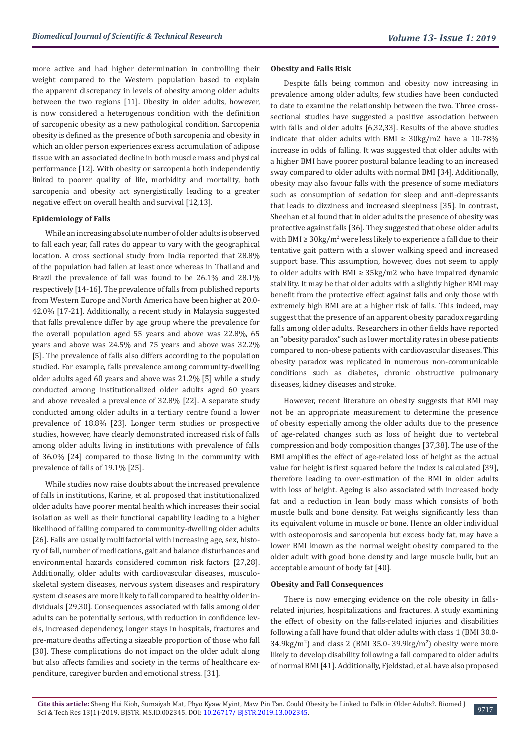more active and had higher determination in controlling their weight compared to the Western population based to explain the apparent discrepancy in levels of obesity among older adults between the two regions [11]. Obesity in older adults, however, is now considered a heterogenous condition with the definition of sarcopenic obesity as a new pathological condition. Sarcopenia obesity is defined as the presence of both sarcopenia and obesity in which an older person experiences excess accumulation of adipose tissue with an associated decline in both muscle mass and physical performance [12]. With obesity or sarcopenia both independently linked to poorer quality of life, morbidity and mortality, both sarcopenia and obesity act synergistically leading to a greater negative effect on overall health and survival [12,13].

**Epidemiology of Falls**

While an increasing absolute number of older adults is observed to fall each year, fall rates do appear to vary with the geographical location. A cross sectional study from India reported that 28.8% of the population had fallen at least once whereas in Thailand and Brazil the prevalence of fall was found to be 26.1% and 28.1% respectively [14-16]. The prevalence of falls from published reports from Western Europe and North America have been higher at 20.0-42.0% [17-21]. Additionally, a recent study in Malaysia suggested that falls prevalence differ by age group where the prevalence for the overall population aged 55 years and above was 22.8%, 65 years and above was 24.5% and 75 years and above was 32.2% [5]. The prevalence of falls also differs according to the population studied. For example, falls prevalence among community-dwelling older adults aged 60 years and above was 21.2% [5] while a study conducted among institutionalized older adults aged 60 years and above revealed a prevalence of 32.8% [22]. A separate study conducted among older adults in a tertiary centre found a lower prevalence of 18.8% [23]. Longer term studies or prospective studies, however, have clearly demonstrated increased risk of falls among older adults living in institutions with prevalence of falls of 36.0% [24] compared to those living in the community with prevalence of falls of 19.1% [25].

While studies now raise doubts about the increased prevalence of falls in institutions, Karine, et al. proposed that institutionalized older adults have poorer mental health which increases their social isolation as well as their functional capability leading to a higher likelihood of falling compared to community-dwelling older adults [26]. Falls are usually multifactorial with increasing age, sex, history of fall, number of medications, gait and balance disturbances and environmental hazards considered common risk factors [27,28]. Additionally, older adults with cardiovascular diseases, musculoskeletal system diseases, nervous system diseases and respiratory system diseases are more likely to fall compared to healthy older individuals [29,30]. Consequences associated with falls among older adults can be potentially serious, with reduction in confidence levels, increased dependency, longer stays in hospitals, fractures and pre-mature deaths affecting a sizeable proportion of those who fall [30]. These complications do not impact on the older adult along but also affects families and society in the terms of healthcare expenditure, caregiver burden and emotional stress. [31].

**Obesity and Falls Risk**

Despite falls being common and obesity now increasing in prevalence among older adults, few studies have been conducted to date to examine the relationship between the two. Three cross-sectional studies have suggested a positive association between with falls and older adults [6,32,33]. Results of the above studies indicate that older adults with BMI ≥ 30kg/m2 have a 10-78% increase in odds of falling. It was suggested that older adults with a higher BMI have poorer postural balance leading to an increased sway compared to older adults with normal BMI [34]. Additionally, obesity may also favour falls with the presence of some mediators such as consumption of sedation for sleep and anti-depressants that leads to dizziness and increased sleepiness [35]. In contrast, Sheehan et al found that in older adults the presence of obesity was protective against falls [36]. They suggested that obese older adults with BMI ≥ 30kg/m$^2$ were less likely to experience a fall due to their tentative gait pattern with a slower walking speed and increased support base. This assumption, however, does not seem to apply to older adults with BMI ≥ 35kg/m2 who have impaired dynamic stability. It may be that older adults with a slightly higher BMI may benefit from the protective effect against falls and only those with extremely high BMI are at a higher risk of falls. This indeed, may suggest that the presence of an apparent obesity paradox regarding falls among older adults. Researchers in other fields have reported an "obesity paradox" such as lower mortality rates in obese patients compared to non-obese patients with cardiovascular diseases. This obesity paradox was replicated in numerous non-communicable conditions such as diabetes, chronic obstructive pulmonary diseases, kidney diseases and stroke.

However, recent literature on obesity suggests that BMI may not be an appropriate measurement to determine the presence of obesity especially among the older adults due to the presence of age-related changes such as loss of height due to vertebral compression and body composition changes [37,38]. The use of the BMI amplifies the effect of age-related loss of height as the actual value for height is first squared before the index is calculated [39], therefore leading to over-estimation of the BMI in older adults with loss of height. Ageing is also associated with increased body fat and a reduction in lean body mass which consists of both muscle bulk and bone density. Fat weighs significantly less than its equivalent volume in muscle or bone. Hence an older individual with osteoporosis and sarcopenia but excess body fat, may have a lower BMI known as the normal weight obesity compared to the older adult with good bone density and large muscle bulk, but an acceptable amount of body fat [40].

**Obesity and Fall Consequences**

There is now emerging evidence on the role obesity in falls-related injuries, hospitalizations and fractures. A study examining the effect of obesity on the falls-related injuries and disabilities following a fall have found that older adults with class 1 (BMI 30.0-34.9kg/m$^2$) and class 2 (BMI 35.0- 39.9kg/m$^2$) obesity were more likely to develop disability following a fall compared to older adults of normal BMI [41]. Additionally, Fjeldstad, et al. have also proposed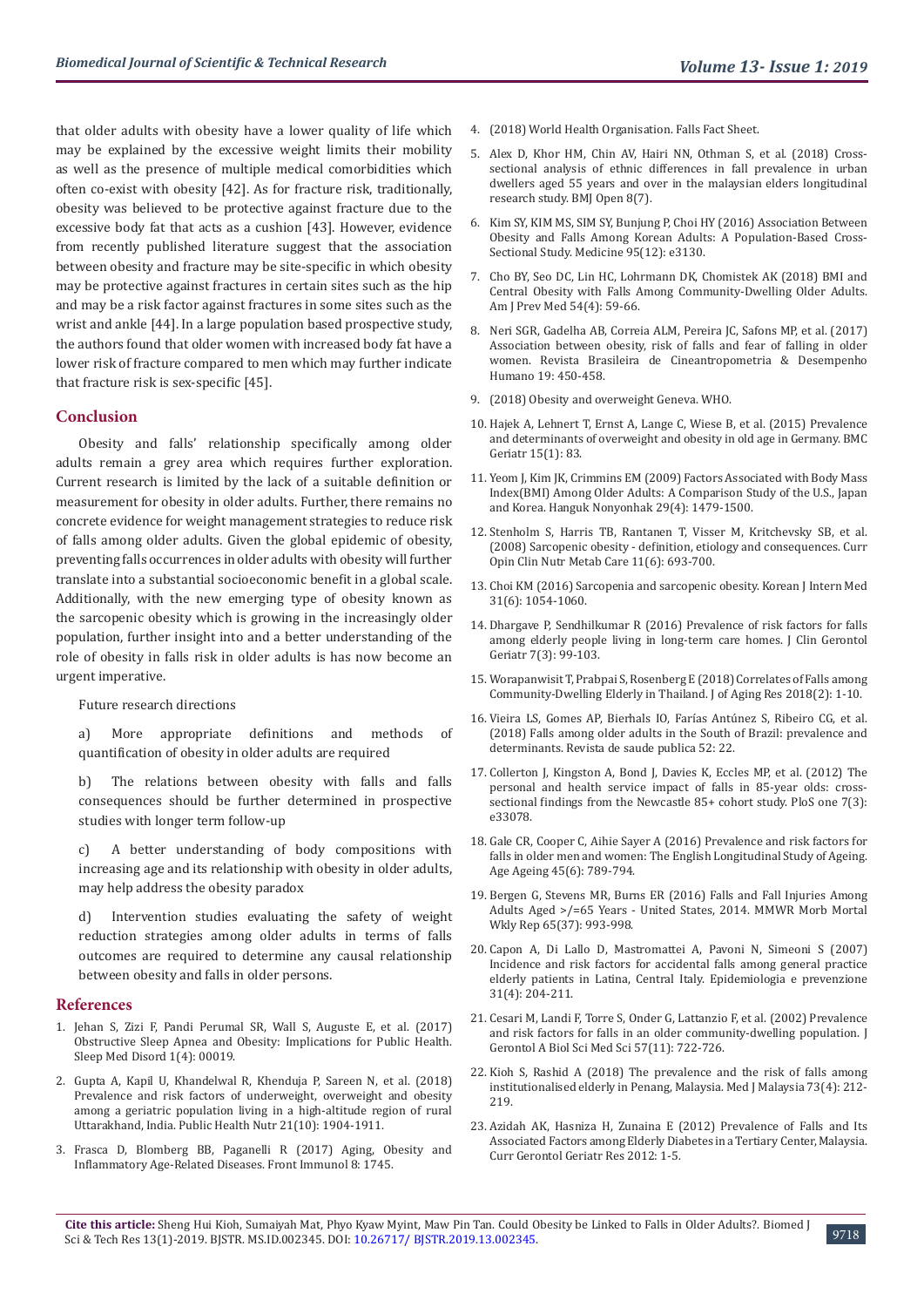that older adults with obesity have a lower quality of life which may be explained by the excessive weight limits their mobility as well as the presence of multiple medical comorbidities which often co-exist with obesity [42]. As for fracture risk, traditionally, obesity was believed to be protective against fracture due to the excessive body fat that acts as a cushion [43]. However, evidence from recently published literature suggest that the association between obesity and fracture may be site-specific in which obesity may be protective against fractures in certain sites such as the hip and may be a risk factor against fractures in some sites such as the wrist and ankle [44]. In a large population based prospective study, the authors found that older women with increased body fat have a lower risk of fracture compared to men which may further indicate that fracture risk is sex-specific [45].

## Conclusion

Obesity and falls' relationship specifically among older adults remain a grey area which requires further exploration. Current research is limited by the lack of a suitable definition or measurement for obesity in older adults. Further, there remains no concrete evidence for weight management strategies to reduce risk of falls among older adults. Given the global epidemic of obesity, preventing falls occurrences in older adults with obesity will further translate into a substantial socioeconomic benefit in a global scale. Additionally, with the new emerging type of obesity known as the sarcopenic obesity which is growing in the increasingly older population, further insight into and a better understanding of the role of obesity in falls risk in older adults is has now become an urgent imperative.

Future research directions

a) More appropriate definitions and methods of quantification of obesity in older adults are required

b) The relations between obesity with falls and falls consequences should be further determined in prospective studies with longer term follow-up

c) A better understanding of body compositions with increasing age and its relationship with obesity in older adults, may help address the obesity paradox

d) Intervention studies evaluating the safety of weight reduction strategies among older adults in terms of falls outcomes are required to determine any causal relationship between obesity and falls in older persons.

## References

1. Jehan S, Zizi F, Pandi Perumal SR, Wall S, Auguste E, et al. (2017) Obstructive Sleep Apnea and Obesity: Implications for Public Health. Sleep Med Disord 1(4): 00019.
2. Gupta A, Kapil U, Khandelwal R, Khenduja P, Sareen N, et al. (2018) Prevalence and risk factors of underweight, overweight and obesity among a geriatric population living in a high-altitude region of rural Uttarakhand, India. Public Health Nutr 21(10): 1904-1911.
3. Frasca D, Blomberg BB, Paganelli R (2017) Aging, Obesity and Inflammatory Age-Related Diseases. Front Immunol 8: 1745.
4. (2018) World Health Organisation. Falls Fact Sheet.
5. Alex D, Khor HM, Chin AV, Hairi NN, Othman S, et al. (2018) Cross-sectional analysis of ethnic differences in fall prevalence in urban dwellers aged 55 years and over in the malaysian elders longitudinal research study. BMJ Open 8(7).
6. Kim SY, KIM MS, SIM SY, Bunjung P, Choi HY (2016) Association Between Obesity and Falls Among Korean Adults: A Population-Based Cross-Sectional Study. Medicine 95(12): e3130.
7. Cho BY, Seo DC, Lin HC, Lohrmann DK, Chomistek AK (2018) BMI and Central Obesity with Falls Among Community-Dwelling Older Adults. Am J Prev Med 54(4): 59-66.
8. Neri SGR, Gadelha AB, Correia ALM, Pereira JC, Safons MP, et al. (2017) Association between obesity, risk of falls and fear of falling in older women. Revista Brasileira de Cineantropometria & Desempenho Humano 19: 450-458.
9. (2018) Obesity and overweight Geneva. WHO.
10. Hajek A, Lehnert T, Ernst A, Lange C, Wiese B, et al. (2015) Prevalence and determinants of overweight and obesity in old age in Germany. BMC Geriatr 15(1): 83.
11. Yeom J, Kim JK, Crimmins EM (2009) Factors Associated with Body Mass Index(BMI) Among Older Adults: A Comparison Study of the U.S., Japan and Korea. Hanguk Nonyonhak 29(4): 1479-1500.
12. Stenholm S, Harris TB, Rantanen T, Visser M, Kritchevsky SB, et al. (2008) Sarcopenic obesity - definition, etiology and consequences. Curr Opin Clin Nutr Metab Care 11(6): 693-700.
13. Choi KM (2016) Sarcopenia and sarcopenic obesity. Korean J Intern Med 31(6): 1054-1060.
14. Dhargave P, Sendhilkumar R (2016) Prevalence of risk factors for falls among elderly people living in long-term care homes. J Clin Gerontol Geriatr 7(3): 99-103.
15. Worapanwisit T, Prabpai S, Rosenberg E (2018) Correlates of Falls among Community-Dwelling Elderly in Thailand. J of Aging Res 2018(2): 1-10.
16. Vieira LS, Gomes AP, Bierhals IO, Farías Antúnez S, Ribeiro CG, et al. (2018) Falls among older adults in the South of Brazil: prevalence and determinants. Revista de saude publica 52: 22.
17. Collerton J, Kingston A, Bond J, Davies K, Eccles MP, et al. (2012) The personal and health service impact of falls in 85-year olds: cross-sectional findings from the Newcastle 85+ cohort study. PloS one 7(3): e33078.
18. Gale CR, Cooper C, Aihie Sayer A (2016) Prevalence and risk factors for falls in older men and women: The English Longitudinal Study of Ageing. Age Ageing 45(6): 789-794.
19. Bergen G, Stevens MR, Burns ER (2016) Falls and Fall Injuries Among Adults Aged >/=65 Years - United States, 2014. MMWR Morb Mortal Wkly Rep 65(37): 993-998.
20. Capon A, Di Lallo D, Mastromattei A, Pavoni N, Simeoni S (2007) Incidence and risk factors for accidental falls among general practice elderly patients in Latina, Central Italy. Epidemiologia e prevenzione 31(4): 204-211.
21. Cesari M, Landi F, Torre S, Onder G, Lattanzio F, et al. (2002) Prevalence and risk factors for falls in an older community-dwelling population. J Gerontol A Biol Sci Med Sci 57(11): 722-726.
22. Kioh S, Rashid A (2018) The prevalence and the risk of falls among institutionalised elderly in Penang, Malaysia. Med J Malaysia 73(4): 212-219.
23. Azidah AK, Hasniza H, Zunaina E (2012) Prevalence of Falls and Its Associated Factors among Elderly Diabetes in a Tertiary Center, Malaysia. Curr Gerontol Geriatr Res 2012: 1-5.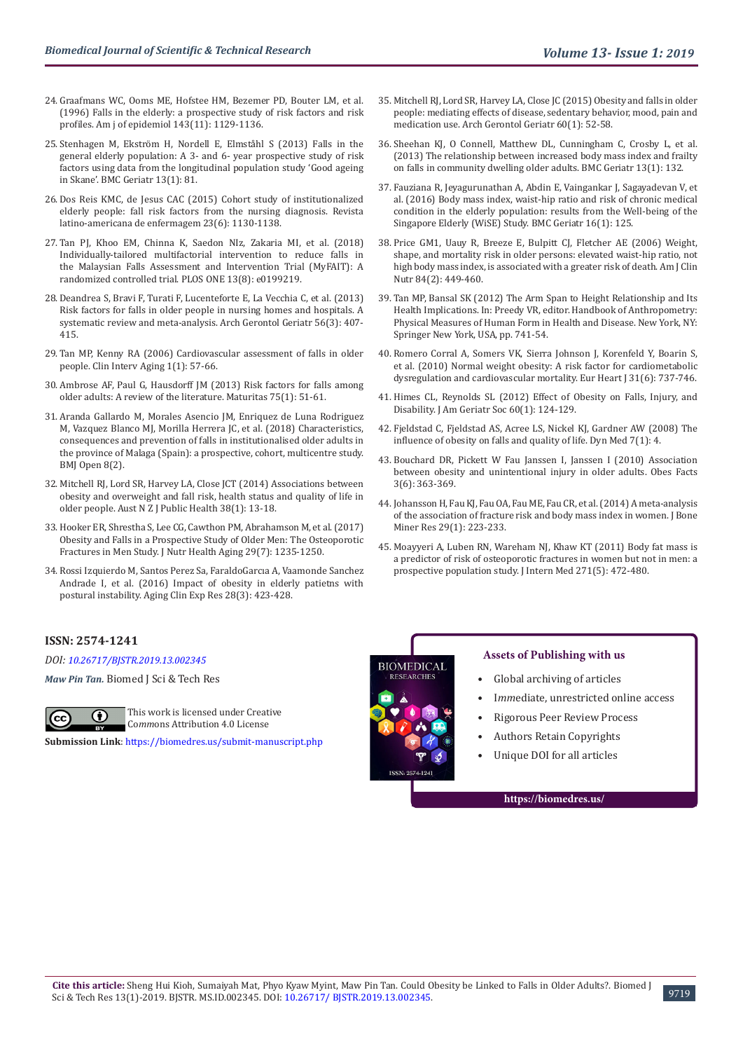24. Graafmans WC, Ooms ME, Hofstee HM, Bezemer PD, Bouter LM, et al. (1996) Falls in the elderly: a prospective study of risk factors and risk profiles. Am j of epidemiol 143(11): 1129-1136.
25. Stenhagen M, Ekström H, Nordell E, Elmståhl S (2013) Falls in the general elderly population: A 3- and 6- year prospective study of risk factors using data from the longitudinal population study 'Good ageing in Skane'. BMC Geriatr 13(1): 81.
26. Dos Reis KMC, de Jesus CAC (2015) Cohort study of institutionalized elderly people: fall risk factors from the nursing diagnosis. Revista latino-americana de enfermagem 23(6): 1130-1138.
27. Tan PJ, Khoo EM, Chinna K, Saedon NIz, Zakaria MI, et al. (2018) Individually-tailored multifactorial intervention to reduce falls in the Malaysian Falls Assessment and Intervention Trial (MyFAIT): A randomized controlled trial. PLOS ONE 13(8): e0199219.
28. Deandrea S, Bravi F, Turati F, Lucenteforte E, La Vecchia C, et al. (2013) Risk factors for falls in older people in nursing homes and hospitals. A systematic review and meta-analysis. Arch Gerontol Geriatr 56(3): 407-415.
29. Tan MP, Kenny RA (2006) Cardiovascular assessment of falls in older people. Clin Interv Aging 1(1): 57-66.
30. Ambrose AF, Paul G, Hausdorff JM (2013) Risk factors for falls among older adults: A review of the literature. Maturitas 75(1): 51-61.
31. Aranda Gallardo M, Morales Asencio JM, Enriquez de Luna Rodriguez M, Vazquez Blanco MJ, Morilla Herrera JC, et al. (2018) Characteristics, consequences and prevention of falls in institutionalised older adults in the province of Malaga (Spain): a prospective, cohort, multicentre study. BMJ Open 8(2).
32. Mitchell RJ, Lord SR, Harvey LA, Close JCT (2014) Associations between obesity and overweight and fall risk, health status and quality of life in older people. Aust N Z J Public Health 38(1): 13-18.
33. Hooker ER, Shrestha S, Lee CG, Cawthon PM, Abrahamson M, et al. (2017) Obesity and Falls in a Prospective Study of Older Men: The Osteoporotic Fractures in Men Study. J Nutr Health Aging 29(7): 1235-1250.
34. Rossi Izquierdo M, Santos Perez Sa, FaraldoGarcıa A, Vaamonde Sanchez Andrade I, et al. (2016) Impact of obesity in elderly patietns with postural instability. Aging Clin Exp Res 28(3): 423-428.
35. Mitchell RJ, Lord SR, Harvey LA, Close JC (2015) Obesity and falls in older people: mediating effects of disease, sedentary behavior, mood, pain and medication use. Arch Gerontol Geriatr 60(1): 52-58.
36. Sheehan KJ, O Connell, Matthew DL, Cunningham C, Crosby L, et al. (2013) The relationship between increased body mass index and frailty on falls in community dwelling older adults. BMC Geriatr 13(1): 132.
37. Fauziana R, Jeyagurunathan A, Abdin E, Vaingankar J, Sagayadevan V, et al. (2016) Body mass index, waist-hip ratio and risk of chronic medical condition in the elderly population: results from the Well-being of the Singapore Elderly (WiSE) Study. BMC Geriatr 16(1): 125.
38. Price GM1, Uauy R, Breeze E, Bulpitt CJ, Fletcher AE (2006) Weight, shape, and mortality risk in older persons: elevated waist-hip ratio, not high body mass index, is associated with a greater risk of death. Am J Clin Nutr 84(2): 449-460.
39. Tan MP, Bansal SK (2012) The Arm Span to Height Relationship and Its Health Implications. In: Preedy VR, editor. Handbook of Anthropometry: Physical Measures of Human Form in Health and Disease. New York, NY: Springer New York, USA, pp. 741-54.
40. Romero Corral A, Somers VK, Sierra Johnson J, Korenfeld Y, Boarin S, et al. (2010) Normal weight obesity: A risk factor for cardiometabolic dysregulation and cardiovascular mortality. Eur Heart J 31(6): 737-746.
41. Himes CL, Reynolds SL (2012) Effect of Obesity on Falls, Injury, and Disability. J Am Geriatr Soc 60(1): 124-129.
42. Fjeldstad C, Fjeldstad AS, Acree LS, Nickel KJ, Gardner AW (2008) The influence of obesity on falls and quality of life. Dyn Med 7(1): 4.
43. Bouchard DR, Pickett W Fau Janssen I, Janssen I (2010) Association between obesity and unintentional injury in older adults. Obes Facts 3(6): 363-369.
44. Johansson H, Fau KJ, Fau OA, Fau ME, Fau CR, et al. (2014) A meta-analysis of the association of fracture risk and body mass index in women. J Bone Miner Res 29(1): 223-233.
45. Moayyeri A, Luben RN, Wareham NJ, Khaw KT (2011) Body fat mass is a predictor of risk of osteoporotic fractures in women but not in men: a prospective population study. J Intern Med 271(5): 472-480.

**ISSN: 2574-1241**

*DOI: 10.26717/BJSTR.2019.13.002345*

***Maw Pin Tan***. Biomed J Sci & Tech Res

This work is licensed under Creative Commons Attribution 4.0 License

**Submission Link**: https://biomedres.us/submit-manuscript.php

**Assets of Publishing with us**

- Global archiving of articles
- Immediate, unrestricted online access
- Rigorous Peer Review Process
- Authors Retain Copyrights
- Unique DOI for all articles

https://biomedres.us/

**Cite this article:** Sheng Hui Kioh, Sumaiyah Mat, Phyo Kyaw Myint, Maw Pin Tan. Could Obesity be Linked to Falls in Older Adults?. Biomed J Sci & Tech Res 13(1)-2019. BJSTR. MS.ID.002345. DOI: 10.26717/ BJSTR.2019.13.002345.